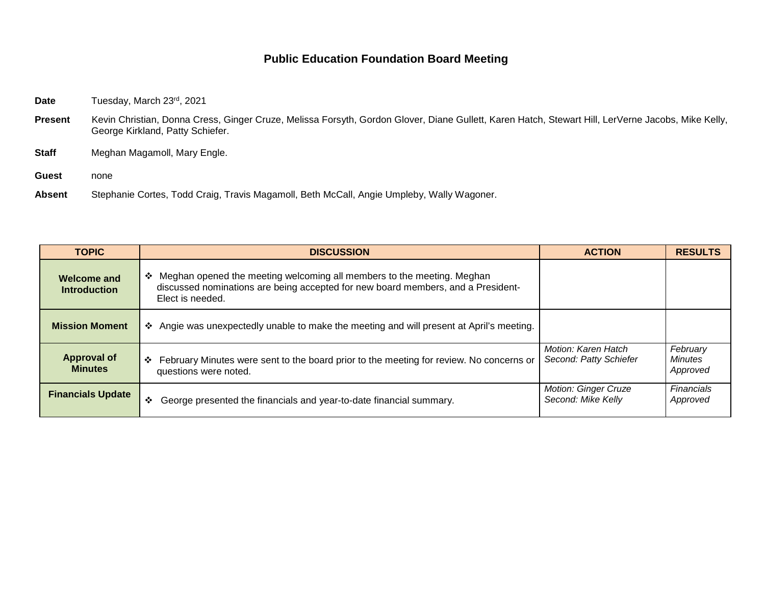# Public Education Foundation Board Meeting

**Date** Tuesday, March 23rd, 2021

**Present** Kevin Christian, Donna Cress, Ginger Cruze, Melissa Forsyth, Gordon Glover, Diane Gullett, Karen Hatch, Stewart Hill, LerVerne Jacobs, Mike Kelly, George Kirkland, Patty Schiefer.

**Staff** Meghan Magamoll, Mary Engle.

**Guest** none

**Absent** Stephanie Cortes, Todd Craig, Travis Magamoll, Beth McCall, Angie Umpleby, Wally Wagoner.

| TOPIC | DISCUSSION | ACTION | RESULTS |
| --- | --- | --- | --- |
| **Welcome and Introduction** | ❖ Meghan opened the meeting welcoming all members to the meeting. Meghan discussed nominations are being accepted for new board members, and a President-Elect is needed. | | |
| **Mission Moment** | ❖ Angie was unexpectedly unable to make the meeting and will present at April's meeting. | | |
| **Approval of Minutes** | ❖ February Minutes were sent to the board prior to the meeting for review. No concerns or questions were noted. | *Motion: Karen Hatch*<br>*Second: Patty Schiefer* | *February Minutes Approved* |
| **Financials Update** | ❖ George presented the financials and year-to-date financial summary. | *Motion: Ginger Cruze*<br>*Second: Mike Kelly* | *Financials Approved* |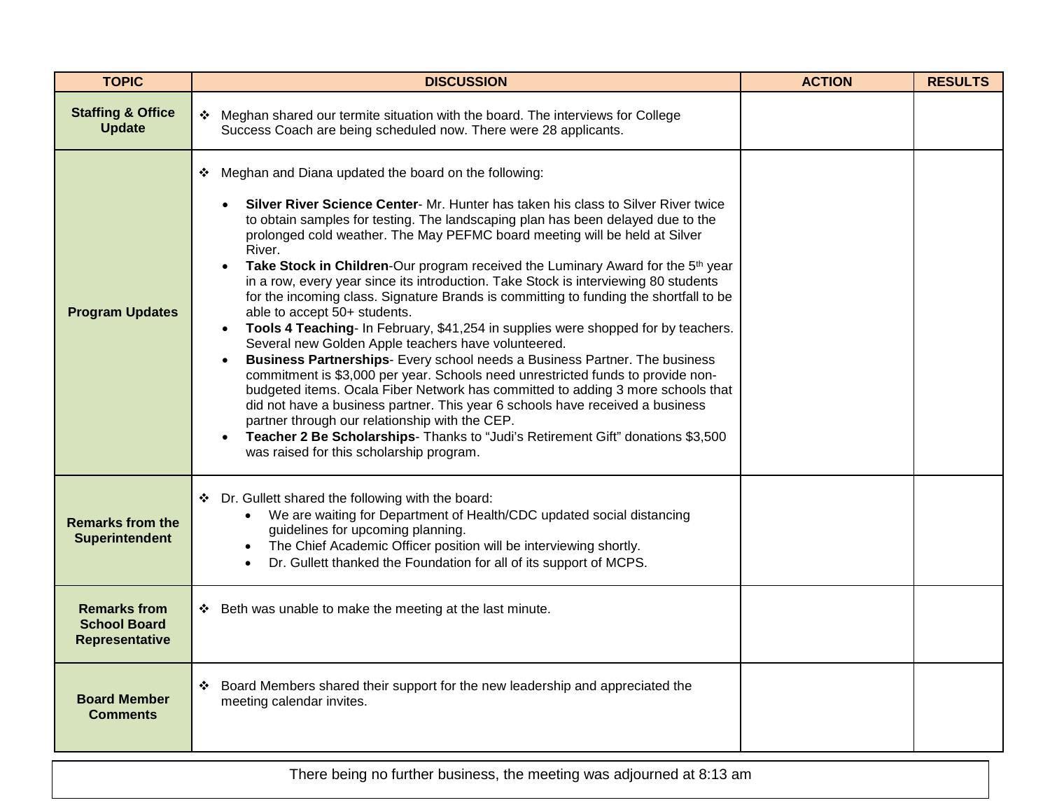| TOPIC | DISCUSSION | ACTION | RESULTS |
|---|---|---|---|
| **Staffing & Office Update** | ❖ Meghan shared our termite situation with the board. The interviews for College Success Coach are being scheduled now. There were 28 applicants. | | |
| **Program Updates** | ❖ Meghan and Diana updated the board on the following:<br>• **Silver River Science Center**- Mr. Hunter has taken his class to Silver River twice to obtain samples for testing. The landscaping plan has been delayed due to the prolonged cold weather. The May PEFMC board meeting will be held at Silver River.<br>• **Take Stock in Children**-Our program received the Luminary Award for the 5th year in a row, every year since its introduction. Take Stock is interviewing 80 students for the incoming class. Signature Brands is committing to funding the shortfall to be able to accept 50+ students.<br>• **Tools 4 Teaching**- In February, $41,254 in supplies were shopped for by teachers. Several new Golden Apple teachers have volunteered.<br>• **Business Partnerships**- Every school needs a Business Partner. The business commitment is $3,000 per year. Schools need unrestricted funds to provide non-budgeted items. Ocala Fiber Network has committed to adding 3 more schools that did not have a business partner. This year 6 schools have received a business partner through our relationship with the CEP.<br>• **Teacher 2 Be Scholarships**- Thanks to "Judi's Retirement Gift" donations $3,500 was raised for this scholarship program. | | |
| **Remarks from the Superintendent** | ❖ Dr. Gullett shared the following with the board:<br>• We are waiting for Department of Health/CDC updated social distancing guidelines for upcoming planning.<br>• The Chief Academic Officer position will be interviewing shortly.<br>• Dr. Gullett thanked the Foundation for all of its support of MCPS. | | |
| **Remarks from School Board Representative** | ❖ Beth was unable to make the meeting at the last minute. | | |
| **Board Member Comments** | ❖ Board Members shared their support for the new leadership and appreciated the meeting calendar invites. | | |

There being no further business, the meeting was adjourned at 8:13 am